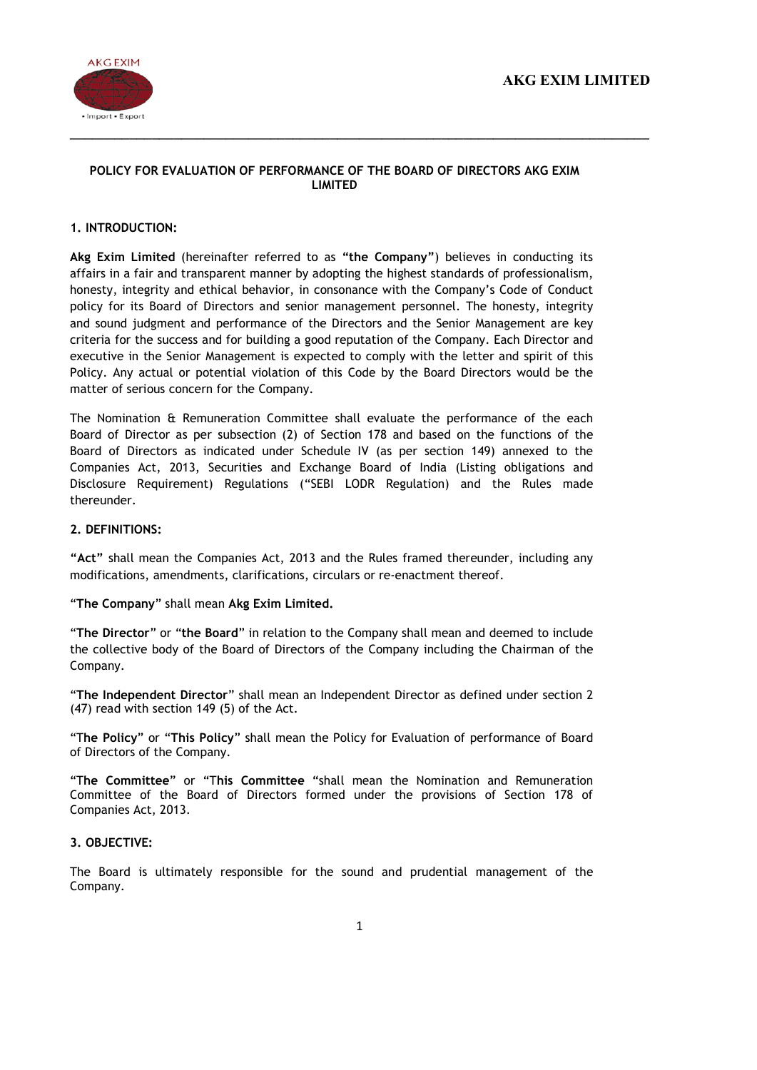# AKG EXIM LIMITED

## POLICY FOR EVALUATION OF PERFORMANCE OF THE BOARD OF DIRECTORS AKG EXIM LIMITED

### 1. INTRODUCTION:

**Akg Exim Limited** (hereinafter referred to as **"the Company"**) believes in conducting its affairs in a fair and transparent manner by adopting the highest standards of professionalism, honesty, integrity and ethical behavior, in consonance with the Company's Code of Conduct policy for its Board of Directors and senior management personnel. The honesty, integrity and sound judgment and performance of the Directors and the Senior Management are key criteria for the success and for building a good reputation of the Company. Each Director and executive in the Senior Management is expected to comply with the letter and spirit of this Policy. Any actual or potential violation of this Code by the Board Directors would be the matter of serious concern for the Company.

The Nomination & Remuneration Committee shall evaluate the performance of the each Board of Director as per subsection (2) of Section 178 and based on the functions of the Board of Directors as indicated under Schedule IV (as per section 149) annexed to the Companies Act, 2013, Securities and Exchange Board of India (Listing obligations and Disclosure Requirement) Regulations ("SEBI LODR Regulation) and the Rules made thereunder.

### 2. DEFINITIONS:

**"Act"** shall mean the Companies Act, 2013 and the Rules framed thereunder, including any modifications, amendments, clarifications, circulars or re-enactment thereof.

"**The Company**" shall mean **Akg Exim Limited.**

"**The Director**" or "**the Board**" in relation to the Company shall mean and deemed to include the collective body of the Board of Directors of the Company including the Chairman of the Company.

"**The Independent Director**" shall mean an Independent Director as defined under section 2 (47) read with section 149 (5) of the Act.

"**The Policy**" or "**This Policy**" shall mean the Policy for Evaluation of performance of Board of Directors of the Company.

"**The Committee**" or "**This Committee** "shall mean the Nomination and Remuneration Committee of the Board of Directors formed under the provisions of Section 178 of Companies Act, 2013.

### 3. OBJECTIVE:

The Board is ultimately responsible for the sound and prudential management of the Company.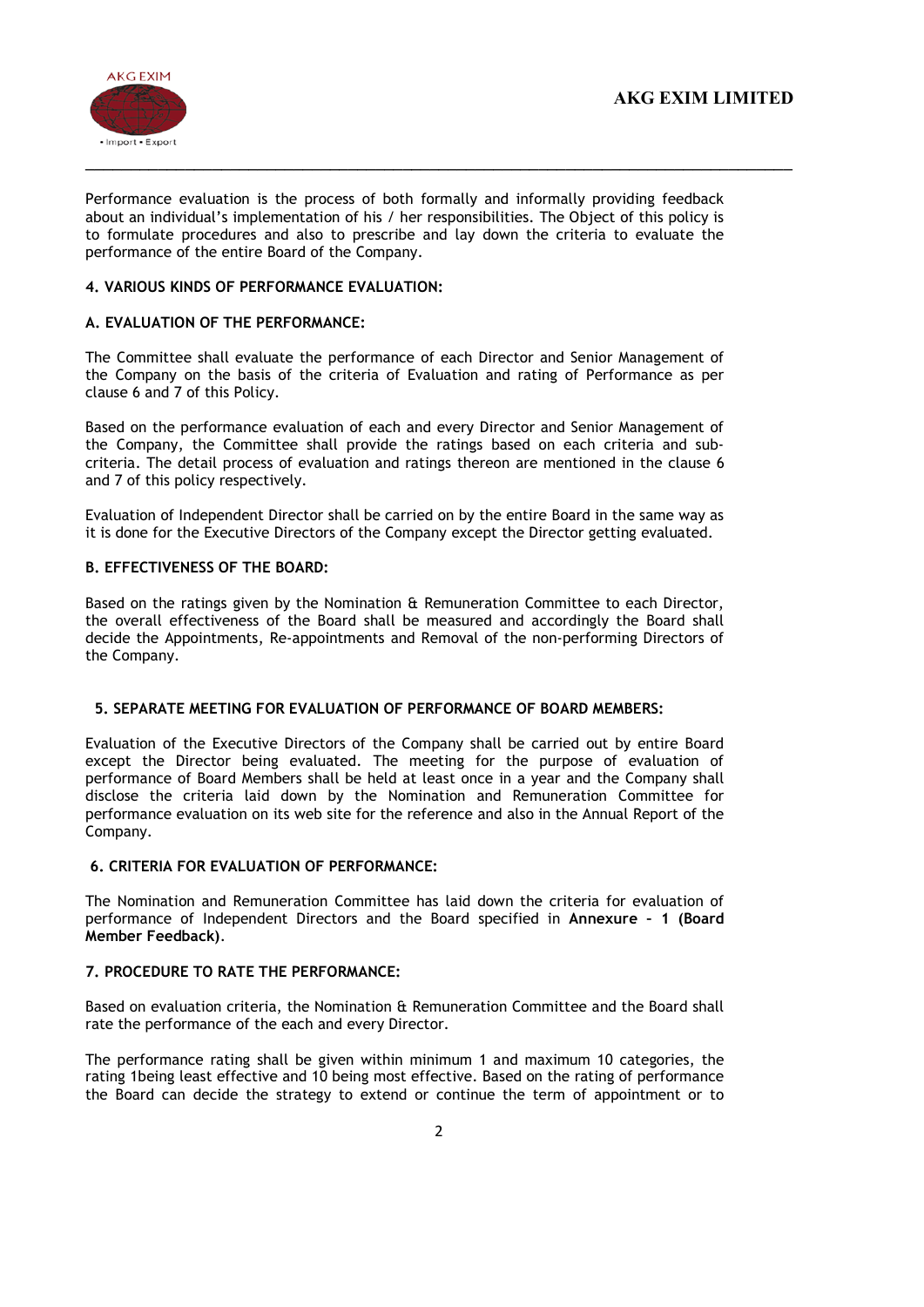Performance evaluation is the process of both formally and informally providing feedback about an individual's implementation of his / her responsibilities. The Object of this policy is to formulate procedures and also to prescribe and lay down the criteria to evaluate the performance of the entire Board of the Company.

**4. VARIOUS KINDS OF PERFORMANCE EVALUATION:**

**A. EVALUATION OF THE PERFORMANCE:**

The Committee shall evaluate the performance of each Director and Senior Management of the Company on the basis of the criteria of Evaluation and rating of Performance as per clause 6 and 7 of this Policy.

Based on the performance evaluation of each and every Director and Senior Management of the Company, the Committee shall provide the ratings based on each criteria and sub-criteria. The detail process of evaluation and ratings thereon are mentioned in the clause 6 and 7 of this policy respectively.

Evaluation of Independent Director shall be carried on by the entire Board in the same way as it is done for the Executive Directors of the Company except the Director getting evaluated.

**B. EFFECTIVENESS OF THE BOARD:**

Based on the ratings given by the Nomination & Remuneration Committee to each Director, the overall effectiveness of the Board shall be measured and accordingly the Board shall decide the Appointments, Re-appointments and Removal of the non-performing Directors of the Company.

**5. SEPARATE MEETING FOR EVALUATION OF PERFORMANCE OF BOARD MEMBERS:**

Evaluation of the Executive Directors of the Company shall be carried out by entire Board except the Director being evaluated. The meeting for the purpose of evaluation of performance of Board Members shall be held at least once in a year and the Company shall disclose the criteria laid down by the Nomination and Remuneration Committee for performance evaluation on its web site for the reference and also in the Annual Report of the Company.

**6. CRITERIA FOR EVALUATION OF PERFORMANCE:**

The Nomination and Remuneration Committee has laid down the criteria for evaluation of performance of Independent Directors and the Board specified in **Annexure – 1 (Board Member Feedback)**.

**7. PROCEDURE TO RATE THE PERFORMANCE:**

Based on evaluation criteria, the Nomination & Remuneration Committee and the Board shall rate the performance of the each and every Director.

The performance rating shall be given within minimum 1 and maximum 10 categories, the rating 1being least effective and 10 being most effective. Based on the rating of performance the Board can decide the strategy to extend or continue the term of appointment or to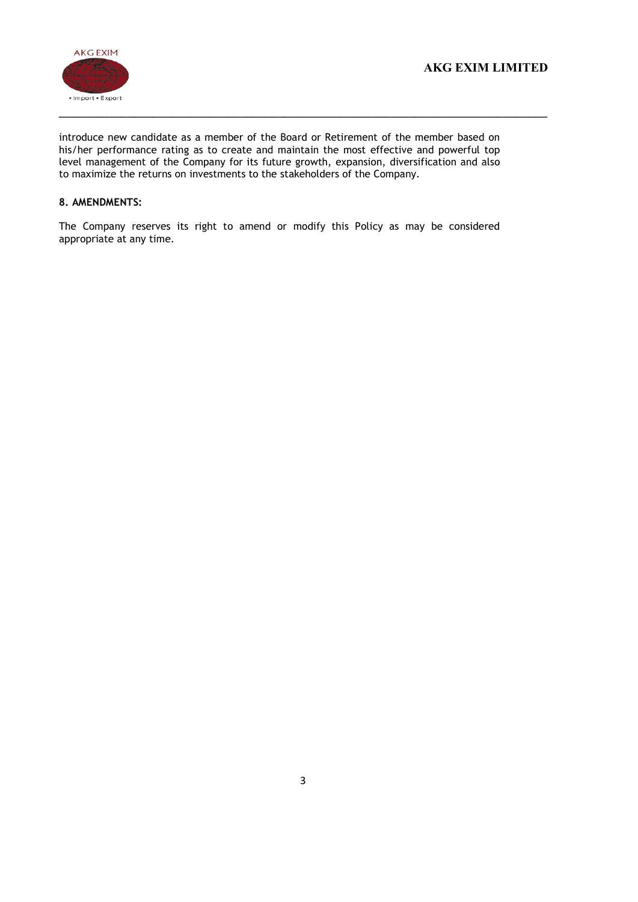introduce new candidate as a member of the Board or Retirement of the member based on his/her performance rating as to create and maintain the most effective and powerful top level management of the Company for its future growth, expansion, diversification and also to maximize the returns on investments to the stakeholders of the Company.

**8. AMENDMENTS:**

The Company reserves its right to amend or modify this Policy as may be considered appropriate at any time.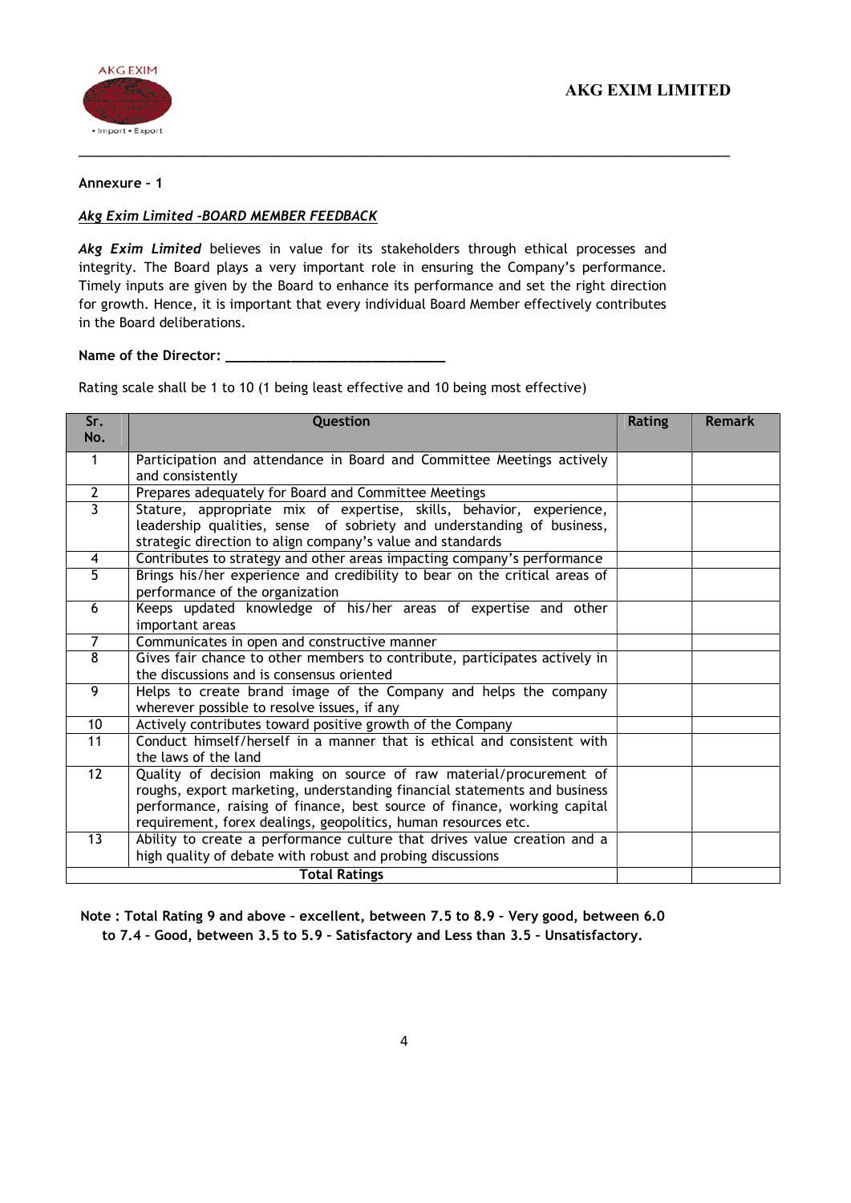Annexure – 1

***Akg Exim Limited -BOARD MEMBER FEEDBACK***

***Akg Exim Limited*** believes in value for its stakeholders through ethical processes and integrity. The Board plays a very important role in ensuring the Company's performance. Timely inputs are given by the Board to enhance its performance and set the right direction for growth. Hence, it is important that every individual Board Member effectively contributes in the Board deliberations.

**Name of the Director: ______________________________**

Rating scale shall be 1 to 10 (1 being least effective and 10 being most effective)

| Sr. No. | Question | Rating | Remark |
|---|---|---|---|
| 1 | Participation and attendance in Board and Committee Meetings actively and consistently | | |
| 2 | Prepares adequately for Board and Committee Meetings | | |
| 3 | Stature, appropriate mix of expertise, skills, behavior, experience, leadership qualities, sense of sobriety and understanding of business, strategic direction to align company's value and standards | | |
| 4 | Contributes to strategy and other areas impacting company's performance | | |
| 5 | Brings his/her experience and credibility to bear on the critical areas of performance of the organization | | |
| 6 | Keeps updated knowledge of his/her areas of expertise and other important areas | | |
| 7 | Communicates in open and constructive manner | | |
| 8 | Gives fair chance to other members to contribute, participates actively in the discussions and is consensus oriented | | |
| 9 | Helps to create brand image of the Company and helps the company wherever possible to resolve issues, if any | | |
| 10 | Actively contributes toward positive growth of the Company | | |
| 11 | Conduct himself/herself in a manner that is ethical and consistent with the laws of the land | | |
| 12 | Quality of decision making on source of raw material/procurement of roughs, export marketing, understanding financial statements and business performance, raising of finance, best source of finance, working capital requirement, forex dealings, geopolitics, human resources etc. | | |
| 13 | Ability to create a performance culture that drives value creation and a high quality of debate with robust and probing discussions | | |
| | **Total Ratings** | | |

**Note : Total Rating 9 and above – excellent, between 7.5 to 8.9 – Very good, between 6.0 to 7.4 – Good, between 3.5 to 5.9 – Satisfactory and Less than 3.5 – Unsatisfactory.**